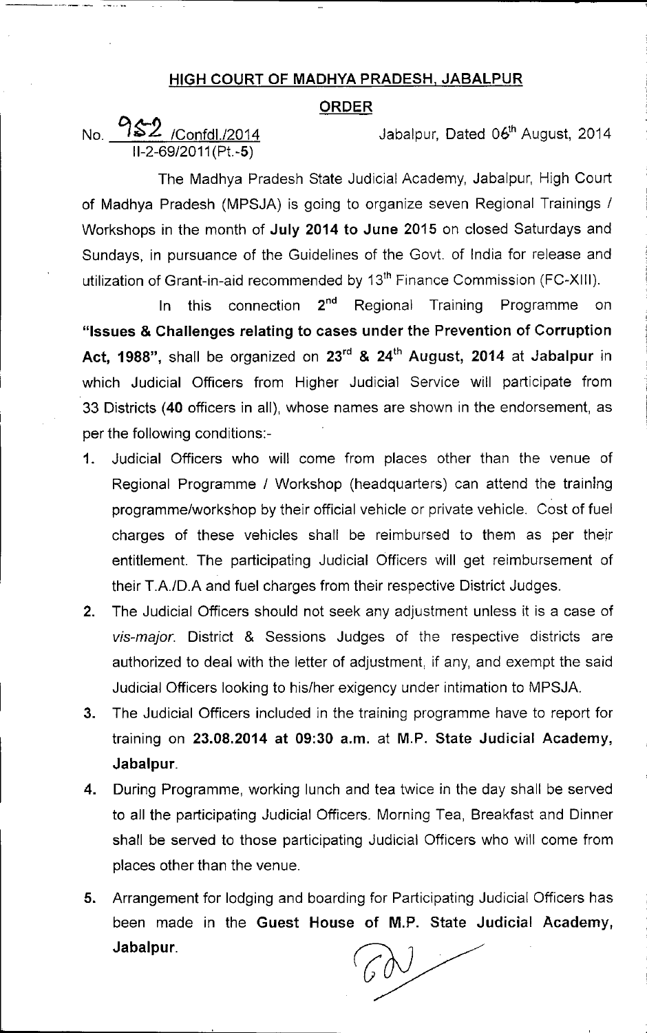## HIGH COURT OF MADHYA PRADESH, JABALPUR

## ORDER

No. 952 /Confdl./2014
II-2-69/2011(Pt.-5)

Jabalpur, Dated 06th August, 2014

The Madhya Pradesh State Judicial Academy, Jabalpur, High Court of Madhya Pradesh (MPSJA) is going to organize seven Regional Trainings / Workshops in the month of **July 2014 to June 2015** on closed Saturdays and Sundays, in pursuance of the Guidelines of the Govt. of India for release and utilization of Grant-in-aid recommended by 13th Finance Commission (FC-XIII).

In this connection 2nd Regional Training Programme on **"Issues & Challenges relating to cases under the Prevention of Corruption Act, 1988"**, shall be organized on **23rd & 24th August, 2014** at **Jabalpur** in which Judicial Officers from Higher Judicial Service will participate from 33 Districts (**40** officers in all), whose names are shown in the endorsement, as per the following conditions:-

1. Judicial Officers who will come from places other than the venue of Regional Programme / Workshop (headquarters) can attend the training programme/workshop by their official vehicle or private vehicle. Cost of fuel charges of these vehicles shall be reimbursed to them as per their entitlement. The participating Judicial Officers will get reimbursement of their T.A./D.A and fuel charges from their respective District Judges.
2. The Judicial Officers should not seek any adjustment unless it is a case of *vis-major*. District & Sessions Judges of the respective districts are authorized to deal with the letter of adjustment, if any, and exempt the said Judicial Officers looking to his/her exigency under intimation to MPSJA.
3. The Judicial Officers included in the training programme have to report for training on **23.08.2014 at 09:30 a.m.** at **M.P. State Judicial Academy, Jabalpur**.
4. During Programme, working lunch and tea twice in the day shall be served to all the participating Judicial Officers. Morning Tea, Breakfast and Dinner shall be served to those participating Judicial Officers who will come from places other than the venue.
5. Arrangement for lodging and boarding for Participating Judicial Officers has been made in the **Guest House of M.P. State Judicial Academy, Jabalpur**.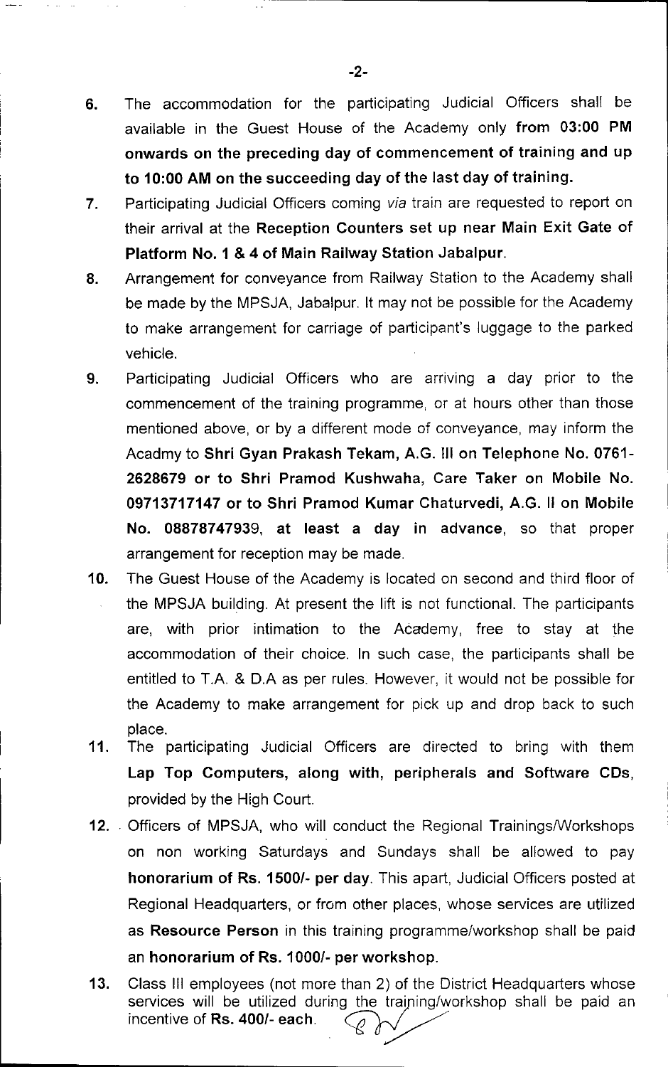6. The accommodation for the participating Judicial Officers shall be available in the Guest House of the Academy only **from 03:00 PM onwards on the preceding day of commencement of training and up to 10:00 AM on the succeeding day of the last day of training.**

7. Participating Judicial Officers coming *via* train are requested to report on their arrival at the **Reception Counters set up near Main Exit Gate of Platform No. 1 & 4 of Main Railway Station Jabalpur.**

8. Arrangement for conveyance from Railway Station to the Academy shall be made by the MPSJA, Jabalpur. It may not be possible for the Academy to make arrangement for carriage of participant's luggage to the parked vehicle.

9. Participating Judicial Officers who are arriving a day prior to the commencement of the training programme, or at hours other than those mentioned above, or by a different mode of conveyance, may inform the Acadmy to **Shri Gyan Prakash Tekam, A.G. III on Telephone No. 0761-2628679 or to Shri Pramod Kushwaha, Care Taker on Mobile No. 09713717147 or to Shri Pramod Kumar Chaturvedi, A.G. II on Mobile No. 08878747939, at least a day in advance**, so that proper arrangement for reception may be made.

10. The Guest House of the Academy is located on second and third floor of the MPSJA building. At present the lift is not functional. The participants are, with prior intimation to the Academy, free to stay at the accommodation of their choice. In such case, the participants shall be entitled to T.A. & D.A as per rules. However, it would not be possible for the Academy to make arrangement for pick up and drop back to such place.

11. The participating Judicial Officers are directed to bring with them **Lap Top Computers, along with, peripherals and Software CDs**, provided by the High Court.

12. Officers of MPSJA, who will conduct the Regional Trainings/Workshops on non working Saturdays and Sundays shall be allowed to pay **honorarium of Rs. 1500/- per day**. This apart, Judicial Officers posted at Regional Headquarters, or from other places, whose services are utilized as **Resource Person** in this training programme/workshop shall be paid an **honorarium of Rs. 1000/- per workshop.**

13. Class III employees (not more than 2) of the District Headquarters whose services will be utilized during the training/workshop shall be paid an incentive of **Rs. 400/- each**.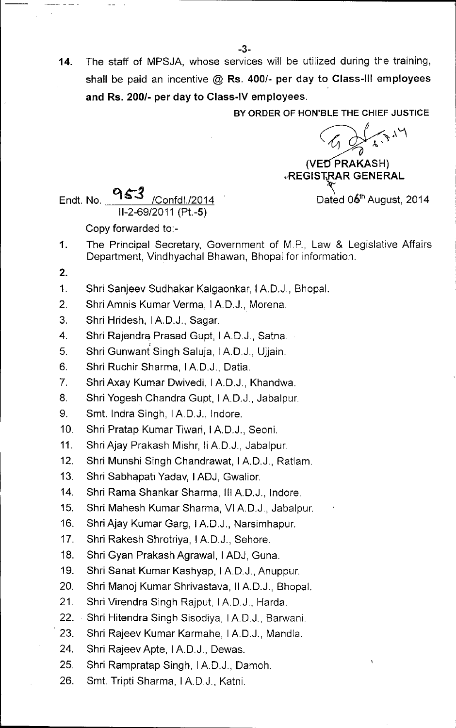14. The staff of MPSJA, whose services will be utilized during the training, shall be paid an incentive @ **Rs. 400/- per day to Class-III employees and Rs. 200/- per day to Class-IV employees.**

**BY ORDER OF HON'BLE THE CHIEF JUSTICE**

**(VED PRAKASH)**
**REGISTRAR GENERAL**

Endt. No. 953 /Confdl./2014
II-2-69/2011 (Pt.-5)

Dated 06th August, 2014

Copy forwarded to:-

1. The Principal Secretary, Government of M.P., Law & Legislative Affairs Department, Vindhyachal Bhawan, Bhopal for information.

2.

1. Shri Sanjeev Sudhakar Kalgaonkar, I A.D.J., Bhopal.
2. Shri Amnis Kumar Verma, I A.D.J., Morena.
3. Shri Hridesh, I A.D.J., Sagar.
4. Shri Rajendra Prasad Gupt, I A.D.J., Satna.
5. Shri Gunwant Singh Saluja, I A.D.J., Ujjain.
6. Shri Ruchir Sharma, I A.D.J., Datia.
7. Shri Axay Kumar Dwivedi, I A.D.J., Khandwa.
8. Shri Yogesh Chandra Gupt, I A.D.J., Jabalpur.
9. Smt. Indra Singh, I A.D.J., Indore.
10. Shri Pratap Kumar Tiwari, I A.D.J., Seoni.
11. Shri Ajay Prakash Mishr, II A.D.J., Jabalpur.
12. Shri Munshi Singh Chandrawat, I A.D.J., Ratlam.
13. Shri Sabhapati Yadav, I ADJ, Gwalior.
14. Shri Rama Shankar Sharma, III A.D.J., Indore.
15. Shri Mahesh Kumar Sharma, VI A.D.J., Jabalpur.
16. Shri Ajay Kumar Garg, I A.D.J., Narsimhapur.
17. Shri Rakesh Shrotriya, I A.D.J., Sehore.
18. Shri Gyan Prakash Agrawal, I ADJ, Guna.
19. Shri Sanat Kumar Kashyap, I A.D.J., Anuppur.
20. Shri Manoj Kumar Shrivastava, II A.D.J., Bhopal.
21. Shri Virendra Singh Rajput, I A.D.J., Harda.
22. Shri Hitendra Singh Sisodiya, I A.D.J., Barwani.
23. Shri Rajeev Kumar Karmahe, I A.D.J., Mandla.
24. Shri Rajeev Apte, I A.D.J., Dewas.
25. Shri Rampratap Singh, I A.D.J., Damoh.
26. Smt. Tripti Sharma, I A.D.J., Katni.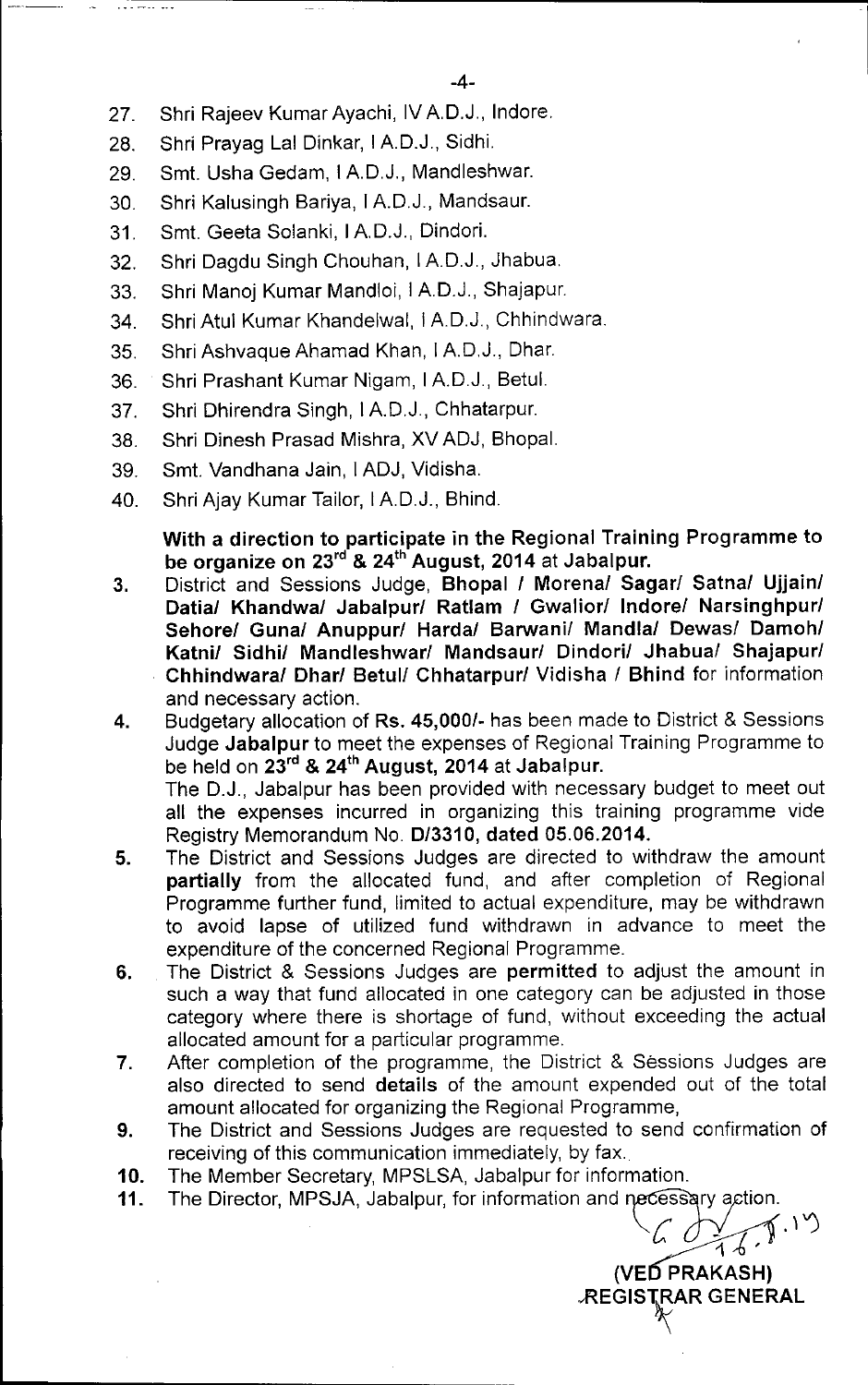27. Shri Rajeev Kumar Ayachi, IV A.D.J., Indore.
28. Shri Prayag Lal Dinkar, I A.D.J., Sidhi.
29. Smt. Usha Gedam, I A.D.J., Mandleshwar.
30. Shri Kalusingh Bariya, I A.D.J., Mandsaur.
31. Smt. Geeta Solanki, I A.D.J., Dindori.
32. Shri Dagdu Singh Chouhan, I A.D.J., Jhabua.
33. Shri Manoj Kumar Mandloi, I A.D.J., Shajapur.
34. Shri Atul Kumar Khandelwal, I A.D.J., Chhindwara.
35. Shri Ashvaque Ahamad Khan, I A.D.J., Dhar.
36. Shri Prashant Kumar Nigam, I A.D.J., Betul.
37. Shri Dhirendra Singh, I A.D.J., Chhatarpur.
38. Shri Dinesh Prasad Mishra, XV ADJ, Bhopal.
39. Smt. Vandhana Jain, I ADJ, Vidisha.
40. Shri Ajay Kumar Tailor, I A.D.J., Bhind.

**With a direction to participate in the Regional Training Programme to be organize on 23rd & 24th August, 2014 at Jabalpur.**

3. District and Sessions Judge, **Bhopal / Morena/ Sagar/ Satna/ Ujjain/ Datia/ Khandwa/ Jabalpur/ Ratlam / Gwalior/ Indore/ Narsinghpur/ Sehore/ Guna/ Anuppur/ Harda/ Barwani/ Mandla/ Dewas/ Damoh/ Katni/ Sidhi/ Mandleshwar/ Mandsaur/ Dindori/ Jhabua/ Shajapur/ Chhindwara/ Dhar/ Betul/ Chhatarpur/ Vidisha / Bhind** for information and necessary action.
4. Budgetary allocation of **Rs. 45,000/-** has been made to District & Sessions Judge **Jabalpur** to meet the expenses of Regional Training Programme to be held on **23rd & 24th August, 2014** at **Jabalpur.**
   The D.J., Jabalpur has been provided with necessary budget to meet out all the expenses incurred in organizing this training programme vide Registry Memorandum No. **D/3310, dated 05.06.2014.**
5. The District and Sessions Judges are directed to withdraw the amount **partially** from the allocated fund, and after completion of Regional Programme further fund, limited to actual expenditure, may be withdrawn to avoid lapse of utilized fund withdrawn in advance to meet the expenditure of the concerned Regional Programme.
6. The District & Sessions Judges are **permitted** to adjust the amount in such a way that fund allocated in one category can be adjusted in those category where there is shortage of fund, without exceeding the actual allocated amount for a particular programme.
7. After completion of the programme, the District & Sessions Judges are also directed to send **details** of the amount expended out of the total amount allocated for organizing the Regional Programme,
9. The District and Sessions Judges are requested to send confirmation of receiving of this communication immediately, by fax.
10. The Member Secretary, MPSLSA, Jabalpur for information.
11. The Director, MPSJA, Jabalpur, for information and necessary action.

16.8.14

**(VED PRAKASH)**
**REGISTRAR GENERAL**